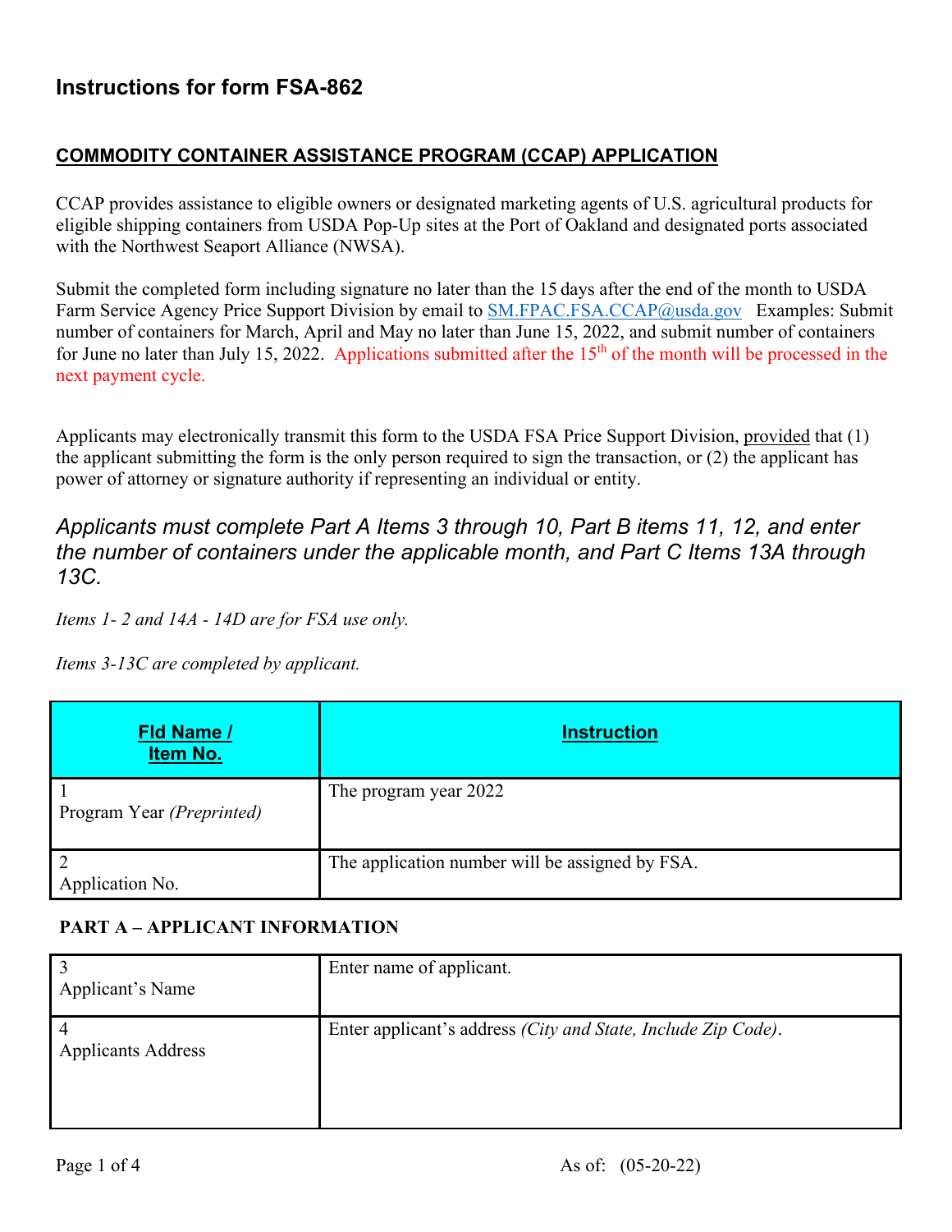# Instructions for form FSA-862

## COMMODITY CONTAINER ASSISTANCE PROGRAM (CCAP) APPLICATION

CCAP provides assistance to eligible owners or designated marketing agents of U.S. agricultural products for eligible shipping containers from USDA Pop-Up sites at the Port of Oakland and designated ports associated with the Northwest Seaport Alliance (NWSA).

Submit the completed form including signature no later than the 15 days after the end of the month to USDA Farm Service Agency Price Support Division by email to SM.FPAC.FSA.CCAP@usda.gov Examples: Submit number of containers for March, April and May no later than June 15, 2022, and submit number of containers for June no later than July 15, 2022. Applications submitted after the 15th of the month will be processed in the next payment cycle.

Applicants may electronically transmit this form to the USDA FSA Price Support Division, provided that (1) the applicant submitting the form is the only person required to sign the transaction, or (2) the applicant has power of attorney or signature authority if representing an individual or entity.

*Applicants must complete Part A Items 3 through 10, Part B items 11, 12, and enter the number of containers under the applicable month, and Part C Items 13A through 13C.*

*Items 1- 2 and 14A - 14D are for FSA use only.*

*Items 3-13C are completed by applicant.*

| Fld Name / Item No. | Instruction |
|---|---|
| 1 Program Year *(Preprinted)* | The program year 2022 |
| 2 Application No. | The application number will be assigned by FSA. |

**PART A – APPLICANT INFORMATION**

| Fld Name / Item No. | Instruction |
|---|---|
| 3 Applicant's Name | Enter name of applicant. |
| 4 Applicants Address | Enter applicant's address *(City and State, Include Zip Code)*. |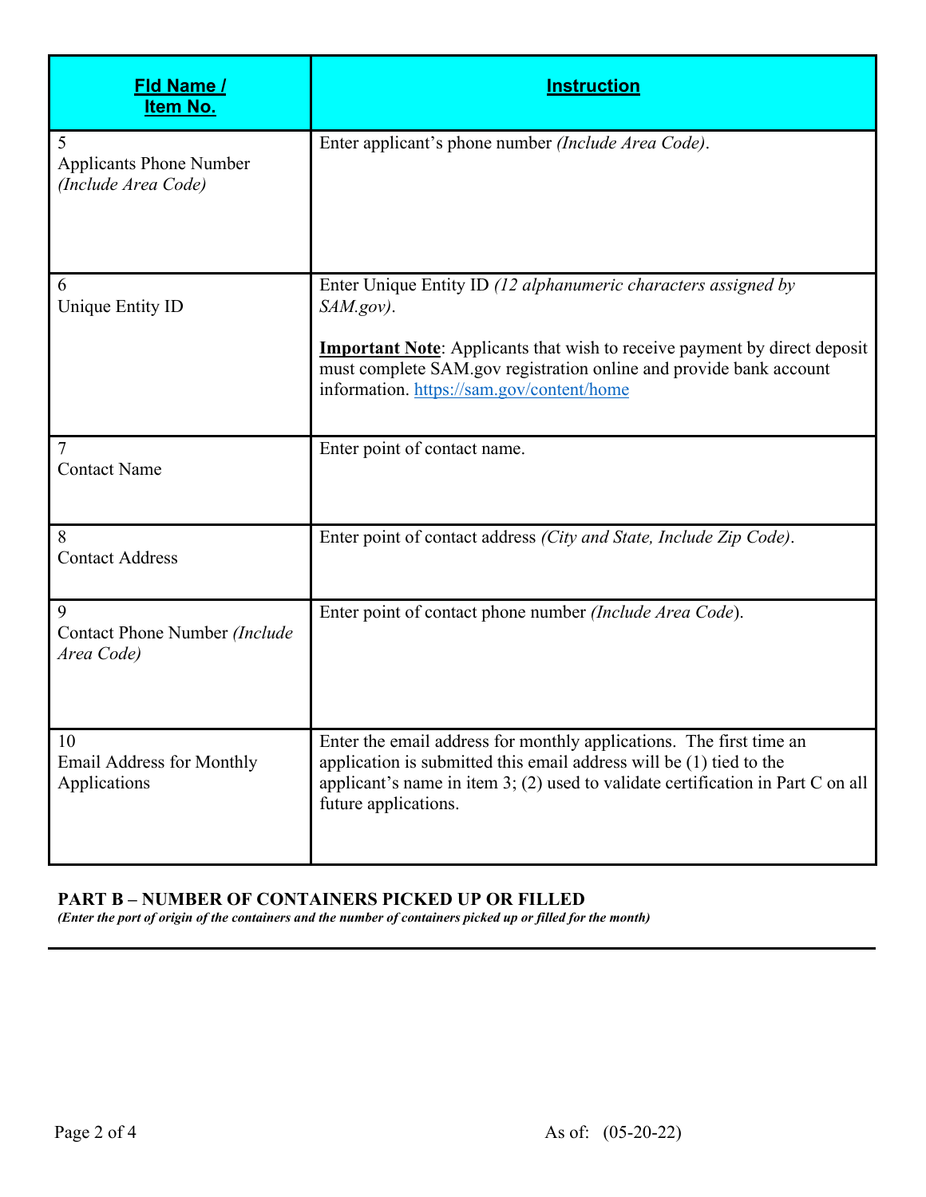| Fld Name / Item No. | Instruction |
|---|---|
| 5<br>Applicants Phone Number *(Include Area Code)* | Enter applicant's phone number *(Include Area Code)*. |
| 6<br>Unique Entity ID | Enter Unique Entity ID *(12 alphanumeric characters assigned by SAM.gov)*.<br><br>**Important Note**: Applicants that wish to receive payment by direct deposit must complete SAM.gov registration online and provide bank account information. https://sam.gov/content/home |
| 7<br>Contact Name | Enter point of contact name. |
| 8<br>Contact Address | Enter point of contact address *(City and State, Include Zip Code)*. |
| 9<br>Contact Phone Number *(Include Area Code)* | Enter point of contact phone number *(Include Area Code)*. |
| 10<br>Email Address for Monthly Applications | Enter the email address for monthly applications. The first time an application is submitted this email address will be (1) tied to the applicant's name in item 3; (2) used to validate certification in Part C on all future applications. |

**PART B – NUMBER OF CONTAINERS PICKED UP OR FILLED**

***(Enter the port of origin of the containers and the number of containers picked up or filled for the month)***

As of: (05-20-22)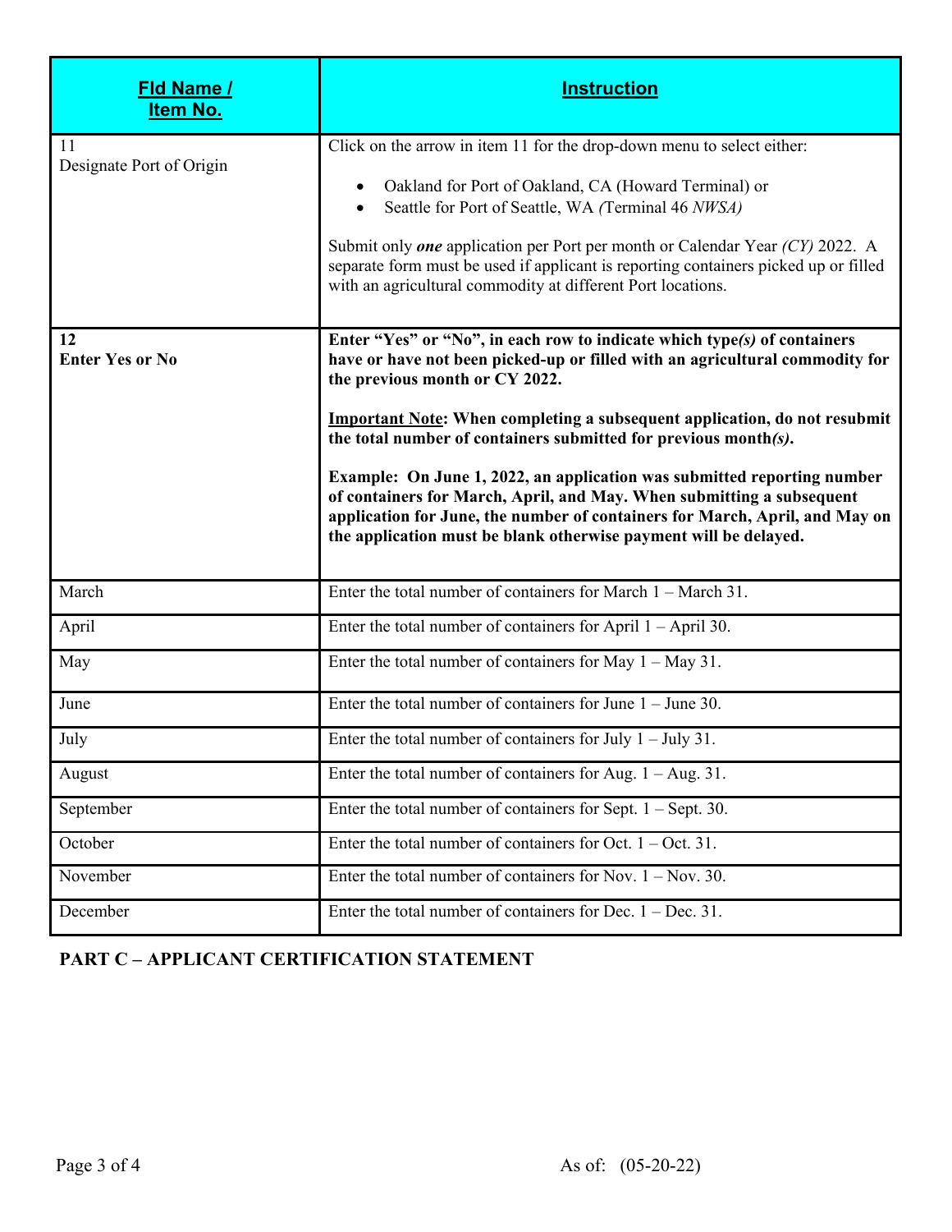| **Fld Name / Item No.** | **Instruction** |
| --- | --- |
| 11<br>Designate Port of Origin | Click on the arrow in item 11 for the drop-down menu to select either:<br>• Oakland for Port of Oakland, CA (Howard Terminal) or<br>• Seattle for Port of Seattle, WA *(*Terminal 46 *NWSA)*<br><br>Submit only ***one*** application per Port per month or Calendar Year *(CY)* 2022. A separate form must be used if applicant is reporting containers picked up or filled with an agricultural commodity at different Port locations. |
| **12**<br>**Enter Yes or No** | **Enter "Yes" or "No", in each row to indicate which type*(s)* of containers have or have not been picked-up or filled with an agricultural commodity for the previous month or CY 2022.**<br><br>**<u>Important Note</u>: When completing a subsequent application, do not resubmit the total number of containers submitted for previous month*(s)*.**<br><br>**Example: On June 1, 2022, an application was submitted reporting number of containers for March, April, and May. When submitting a subsequent application for June, the number of containers for March, April, and May on the application must be blank otherwise payment will be delayed.** |
| March | Enter the total number of containers for March 1 – March 31. |
| April | Enter the total number of containers for April 1 – April 30. |
| May | Enter the total number of containers for May 1 – May 31. |
| June | Enter the total number of containers for June 1 – June 30. |
| July | Enter the total number of containers for July 1 – July 31. |
| August | Enter the total number of containers for Aug. 1 – Aug. 31. |
| September | Enter the total number of containers for Sept. 1 – Sept. 30. |
| October | Enter the total number of containers for Oct. 1 – Oct. 31. |
| November | Enter the total number of containers for Nov. 1 – Nov. 30. |
| December | Enter the total number of containers for Dec. 1 – Dec. 31. |

**PART C – APPLICANT CERTIFICATION STATEMENT**

As of: (05-20-22)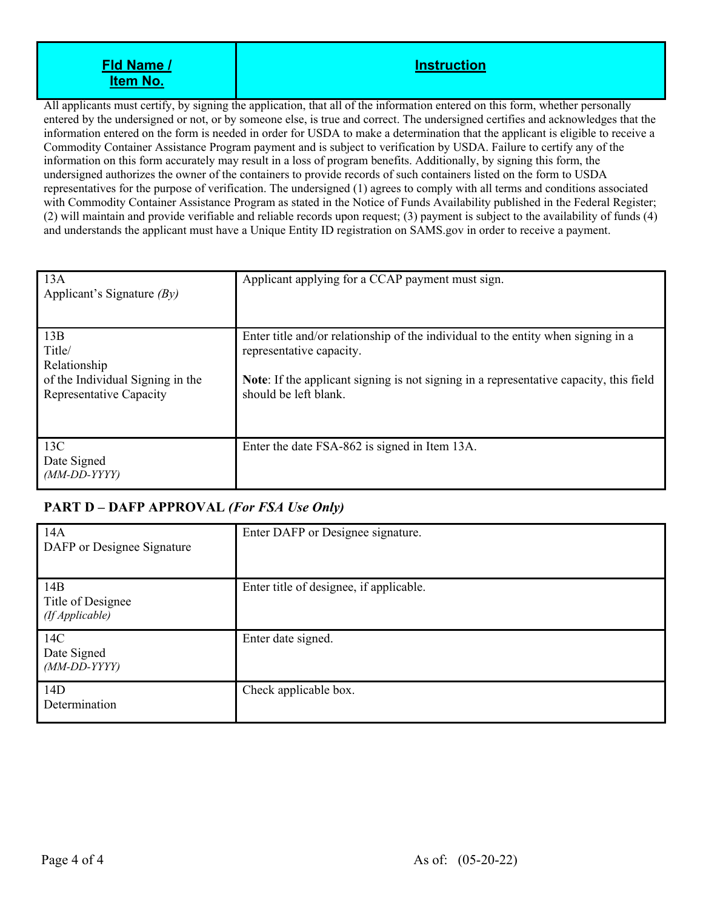| Fld Name / Item No. | Instruction |
|---|---|

All applicants must certify, by signing the application, that all of the information entered on this form, whether personally entered by the undersigned or not, or by someone else, is true and correct. The undersigned certifies and acknowledges that the information entered on the form is needed in order for USDA to make a determination that the applicant is eligible to receive a Commodity Container Assistance Program payment and is subject to verification by USDA. Failure to certify any of the information on this form accurately may result in a loss of program benefits. Additionally, by signing this form, the undersigned authorizes the owner of the containers to provide records of such containers listed on the form to USDA representatives for the purpose of verification. The undersigned (1) agrees to comply with all terms and conditions associated with Commodity Container Assistance Program as stated in the Notice of Funds Availability published in the Federal Register; (2) will maintain and provide verifiable and reliable records upon request; (3) payment is subject to the availability of funds (4) and understands the applicant must have a Unique Entity ID registration on SAMS.gov in order to receive a payment.

| | |
|---|---|
| 13A<br>Applicant's Signature *(By)* | Applicant applying for a CCAP payment must sign. |
| 13B<br>Title/<br>Relationship<br>of the Individual Signing in the Representative Capacity | Enter title and/or relationship of the individual to the entity when signing in a representative capacity.<br><br>**Note**: If the applicant signing is not signing in a representative capacity, this field should be left blank. |
| 13C<br>Date Signed<br>*(MM-DD-YYYY)* | Enter the date FSA-862 is signed in Item 13A. |

**PART D – DAFP APPROVAL *(For FSA Use Only)***

| | |
|---|---|
| 14A<br>DAFP or Designee Signature | Enter DAFP or Designee signature. |
| 14B<br>Title of Designee<br>*(If Applicable)* | Enter title of designee, if applicable. |
| 14C<br>Date Signed<br>*(MM-DD-YYYY)* | Enter date signed. |
| 14D<br>Determination | Check applicable box. |

As of: (05-20-22)